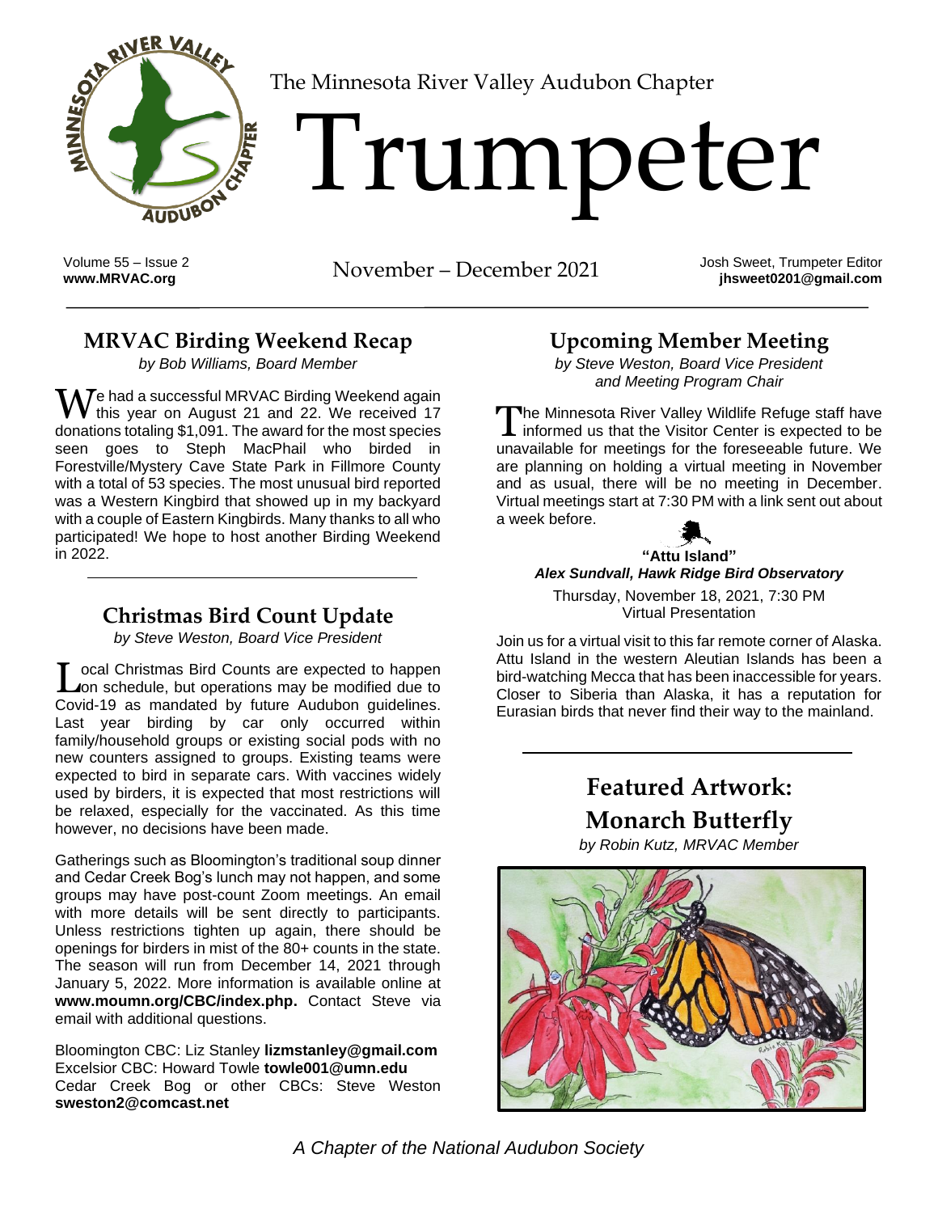The Minnesota River Valley Audubon Chapter

# Trumpeter

Volume 55 – Issue 2
**www.MRVAC.org**

November – December 2021

Josh Sweet, Trumpeter Editor
**jhsweet0201@gmail.com**

## MRVAC Birding Weekend Recap

*by Bob Williams, Board Member*

We had a successful MRVAC Birding Weekend again this year on August 21 and 22. We received 17 donations totaling $1,091. The award for the most species seen goes to Steph MacPhail who birded in Forestville/Mystery Cave State Park in Fillmore County with a total of 53 species. The most unusual bird reported was a Western Kingbird that showed up in my backyard with a couple of Eastern Kingbirds. Many thanks to all who participated! We hope to host another Birding Weekend in 2022.

## Christmas Bird Count Update

*by Steve Weston, Board Vice President*

Local Christmas Bird Counts are expected to happen on schedule, but operations may be modified due to Covid-19 as mandated by future Audubon guidelines. Last year birding by car only occurred within family/household groups or existing social pods with no new counters assigned to groups. Existing teams were expected to bird in separate cars. With vaccines widely used by birders, it is expected that most restrictions will be relaxed, especially for the vaccinated. As this time however, no decisions have been made.

Gatherings such as Bloomington's traditional soup dinner and Cedar Creek Bog's lunch may not happen, and some groups may have post-count Zoom meetings. An email with more details will be sent directly to participants. Unless restrictions tighten up again, there should be openings for birders in mist of the 80+ counts in the state. The season will run from December 14, 2021 through January 5, 2022. More information is available online at **www.moumn.org/CBC/index.php.** Contact Steve via email with additional questions.

Bloomington CBC: Liz Stanley **lizmstanley@gmail.com**
Excelsior CBC: Howard Towle **towle001@umn.edu**
Cedar Creek Bog or other CBCs: Steve Weston **sweston2@comcast.net**

## Upcoming Member Meeting

*by Steve Weston, Board Vice President and Meeting Program Chair*

The Minnesota River Valley Wildlife Refuge staff have informed us that the Visitor Center is expected to be unavailable for meetings for the foreseeable future. We are planning on holding a virtual meeting in November and as usual, there will be no meeting in December. Virtual meetings start at 7:30 PM with a link sent out about a week before.

**"Attu Island"**
***Alex Sundvall, Hawk Ridge Bird Observatory***

Thursday, November 18, 2021, 7:30 PM
Virtual Presentation

Join us for a virtual visit to this far remote corner of Alaska. Attu Island in the western Aleutian Islands has been a bird-watching Mecca that has been inaccessible for years. Closer to Siberia than Alaska, it has a reputation for Eurasian birds that never find their way to the mainland.

## Featured Artwork: Monarch Butterfly

*by Robin Kutz, MRVAC Member*

*A Chapter of the National Audubon Society*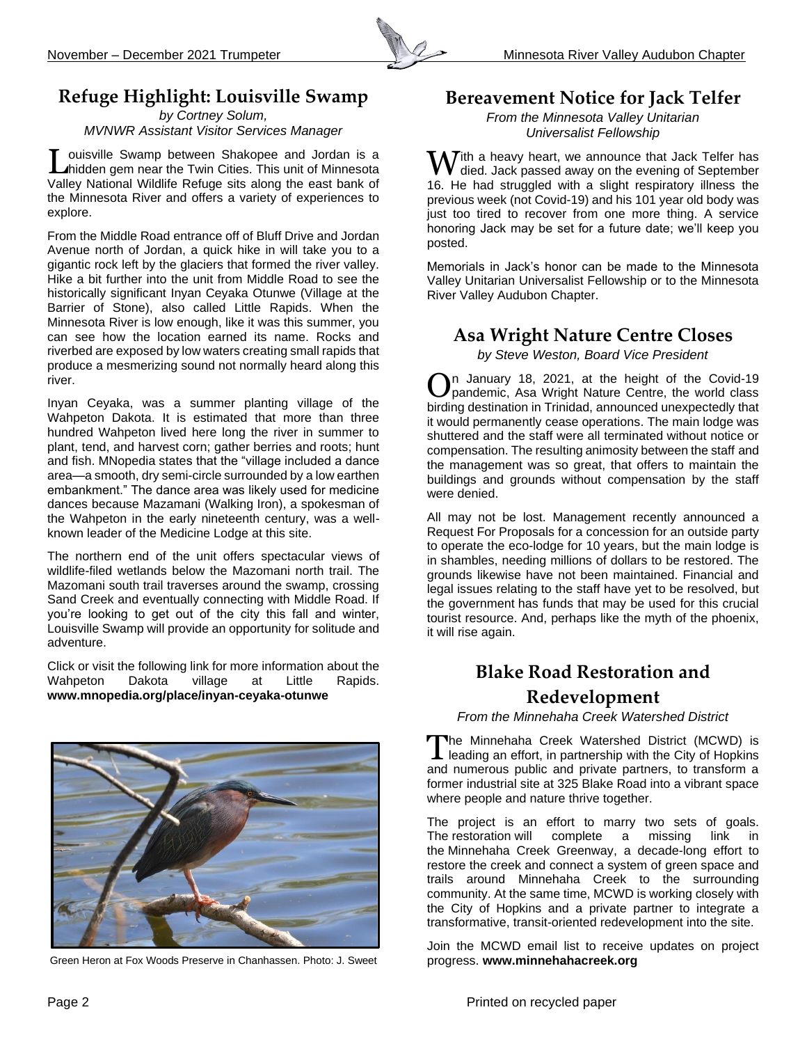## Refuge Highlight: Louisville Swamp

*by Cortney Solum, MVNWR Assistant Visitor Services Manager*

Louisville Swamp between Shakopee and Jordan is a hidden gem near the Twin Cities. This unit of Minnesota Valley National Wildlife Refuge sits along the east bank of the Minnesota River and offers a variety of experiences to explore.

From the Middle Road entrance off of Bluff Drive and Jordan Avenue north of Jordan, a quick hike in will take you to a gigantic rock left by the glaciers that formed the river valley. Hike a bit further into the unit from Middle Road to see the historically significant Inyan Ceyaka Otunwe (Village at the Barrier of Stone), also called Little Rapids. When the Minnesota River is low enough, like it was this summer, you can see how the location earned its name. Rocks and riverbed are exposed by low waters creating small rapids that produce a mesmerizing sound not normally heard along this river.

Inyan Ceyaka, was a summer planting village of the Wahpeton Dakota. It is estimated that more than three hundred Wahpeton lived here long the river in summer to plant, tend, and harvest corn; gather berries and roots; hunt and fish. MNopedia states that the "village included a dance area—a smooth, dry semi-circle surrounded by a low earthen embankment." The dance area was likely used for medicine dances because Mazamani (Walking Iron), a spokesman of the Wahpeton in the early nineteenth century, was a well-known leader of the Medicine Lodge at this site.

The northern end of the unit offers spectacular views of wildlife-filed wetlands below the Mazomani north trail. The Mazomani south trail traverses around the swamp, crossing Sand Creek and eventually connecting with Middle Road. If you're looking to get out of the city this fall and winter, Louisville Swamp will provide an opportunity for solitude and adventure.

Click or visit the following link for more information about the Wahpeton Dakota village at Little Rapids. **www.mnopedia.org/place/inyan-ceyaka-otunwe**

Green Heron at Fox Woods Preserve in Chanhassen. Photo: J. Sweet

## Bereavement Notice for Jack Telfer

*From the Minnesota Valley Unitarian Universalist Fellowship*

With a heavy heart, we announce that Jack Telfer has died. Jack passed away on the evening of September 16. He had struggled with a slight respiratory illness the previous week (not Covid-19) and his 101 year old body was just too tired to recover from one more thing. A service honoring Jack may be set for a future date; we'll keep you posted.

Memorials in Jack's honor can be made to the Minnesota Valley Unitarian Universalist Fellowship or to the Minnesota River Valley Audubon Chapter.

## Asa Wright Nature Centre Closes

*by Steve Weston, Board Vice President*

On January 18, 2021, at the height of the Covid-19 pandemic, Asa Wright Nature Centre, the world class birding destination in Trinidad, announced unexpectedly that it would permanently cease operations. The main lodge was shuttered and the staff were all terminated without notice or compensation. The resulting animosity between the staff and the management was so great, that offers to maintain the buildings and grounds without compensation by the staff were denied.

All may not be lost. Management recently announced a Request For Proposals for a concession for an outside party to operate the eco-lodge for 10 years, but the main lodge is in shambles, needing millions of dollars to be restored. The grounds likewise have not been maintained. Financial and legal issues relating to the staff have yet to be resolved, but the government has funds that may be used for this crucial tourist resource. And, perhaps like the myth of the phoenix, it will rise again.

## Blake Road Restoration and Redevelopment

*From the Minnehaha Creek Watershed District*

The Minnehaha Creek Watershed District (MCWD) is leading an effort, in partnership with the City of Hopkins and numerous public and private partners, to transform a former industrial site at 325 Blake Road into a vibrant space where people and nature thrive together.

The project is an effort to marry two sets of goals. The restoration will complete a missing link in the Minnehaha Creek Greenway, a decade-long effort to restore the creek and connect a system of green space and trails around Minnehaha Creek to the surrounding community. At the same time, MCWD is working closely with the City of Hopkins and a private partner to integrate a transformative, transit-oriented redevelopment into the site.

Join the MCWD email list to receive updates on project progress. **www.minnehahacreek.org**

Printed on recycled paper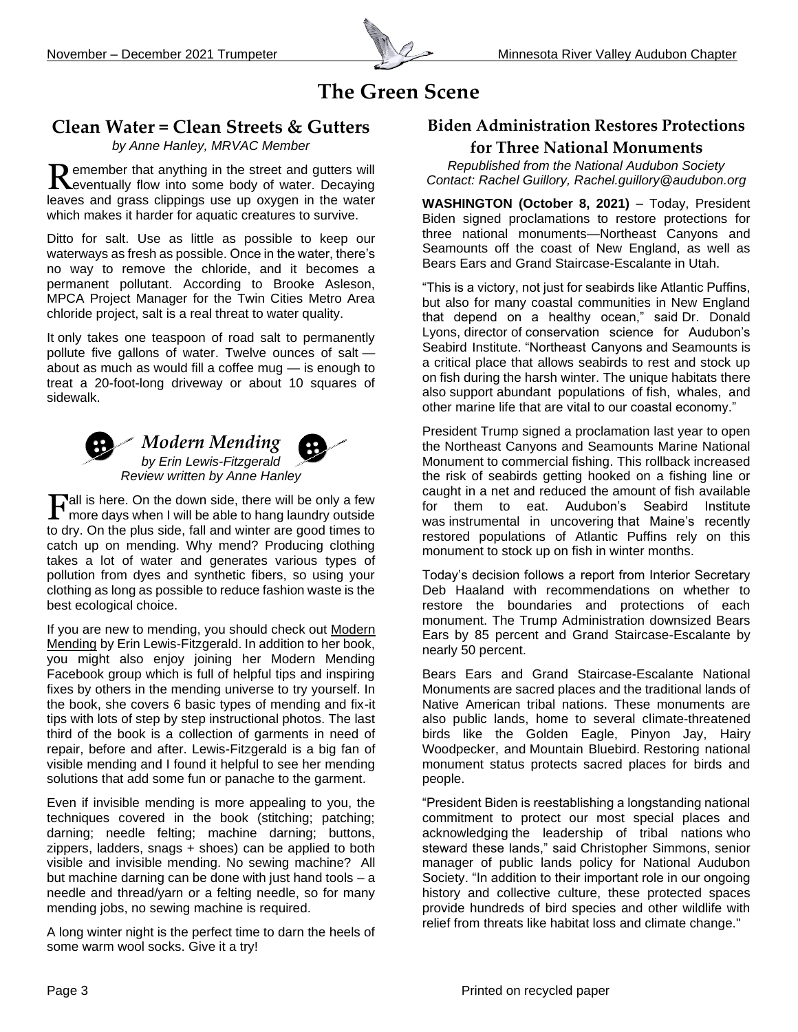# The Green Scene

## Clean Water = Clean Streets & Gutters

*by Anne Hanley, MRVAC Member*

Remember that anything in the street and gutters will eventually flow into some body of water. Decaying leaves and grass clippings use up oxygen in the water which makes it harder for aquatic creatures to survive.

Ditto for salt. Use as little as possible to keep our waterways as fresh as possible. Once in the water, there's no way to remove the chloride, and it becomes a permanent pollutant. According to Brooke Asleson, MPCA Project Manager for the Twin Cities Metro Area chloride project, salt is a real threat to water quality.

It only takes one teaspoon of road salt to permanently pollute five gallons of water. Twelve ounces of salt — about as much as would fill a coffee mug — is enough to treat a 20-foot-long driveway or about 10 squares of sidewalk.

## *Modern Mending*

*by Erin Lewis-Fitzgerald*
*Review written by Anne Hanley*

Fall is here. On the down side, there will be only a few more days when I will be able to hang laundry outside to dry. On the plus side, fall and winter are good times to catch up on mending. Why mend? Producing clothing takes a lot of water and generates various types of pollution from dyes and synthetic fibers, so using your clothing as long as possible to reduce fashion waste is the best ecological choice.

If you are new to mending, you should check out Modern Mending by Erin Lewis-Fitzgerald. In addition to her book, you might also enjoy joining her Modern Mending Facebook group which is full of helpful tips and inspiring fixes by others in the mending universe to try yourself. In the book, she covers 6 basic types of mending and fix-it tips with lots of step by step instructional photos. The last third of the book is a collection of garments in need of repair, before and after. Lewis-Fitzgerald is a big fan of visible mending and I found it helpful to see her mending solutions that add some fun or panache to the garment.

Even if invisible mending is more appealing to you, the techniques covered in the book (stitching; patching; darning; needle felting; machine darning; buttons, zippers, ladders, snags + shoes) can be applied to both visible and invisible mending. No sewing machine? All but machine darning can be done with just hand tools – a needle and thread/yarn or a felting needle, so for many mending jobs, no sewing machine is required.

A long winter night is the perfect time to darn the heels of some warm wool socks. Give it a try!

## Biden Administration Restores Protections for Three National Monuments

*Republished from the National Audubon Society*
*Contact: Rachel Guillory, Rachel.guillory@audubon.org*

**WASHINGTON (October 8, 2021)** – Today, President Biden signed proclamations to restore protections for three national monuments—Northeast Canyons and Seamounts off the coast of New England, as well as Bears Ears and Grand Staircase-Escalante in Utah.

"This is a victory, not just for seabirds like Atlantic Puffins, but also for many coastal communities in New England that depend on a healthy ocean," said Dr. Donald Lyons, director of conservation science for Audubon's Seabird Institute. "Northeast Canyons and Seamounts is a critical place that allows seabirds to rest and stock up on fish during the harsh winter. The unique habitats there also support abundant populations of fish, whales, and other marine life that are vital to our coastal economy."

President Trump signed a proclamation last year to open the Northeast Canyons and Seamounts Marine National Monument to commercial fishing. This rollback increased the risk of seabirds getting hooked on a fishing line or caught in a net and reduced the amount of fish available for them to eat. Audubon's Seabird Institute was instrumental in uncovering that Maine's recently restored populations of Atlantic Puffins rely on this monument to stock up on fish in winter months.

Today's decision follows a report from Interior Secretary Deb Haaland with recommendations on whether to restore the boundaries and protections of each monument. The Trump Administration downsized Bears Ears by 85 percent and Grand Staircase-Escalante by nearly 50 percent.

Bears Ears and Grand Staircase-Escalante National Monuments are sacred places and the traditional lands of Native American tribal nations. These monuments are also public lands, home to several climate-threatened birds like the Golden Eagle, Pinyon Jay, Hairy Woodpecker, and Mountain Bluebird. Restoring national monument status protects sacred places for birds and people.

"President Biden is reestablishing a longstanding national commitment to protect our most special places and acknowledging the leadership of tribal nations who steward these lands," said Christopher Simmons, senior manager of public lands policy for National Audubon Society. "In addition to their important role in our ongoing history and collective culture, these protected spaces provide hundreds of bird species and other wildlife with relief from threats like habitat loss and climate change."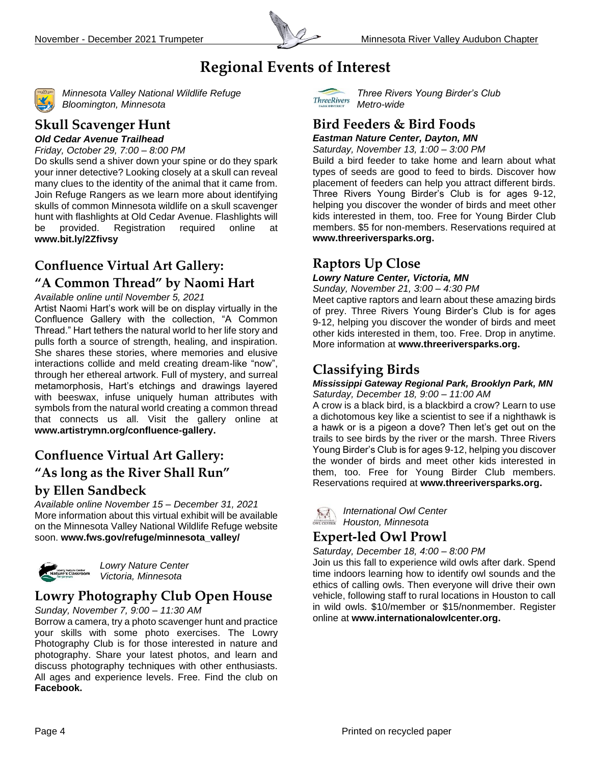# Regional Events of Interest

*Minnesota Valley National Wildlife Refuge*
*Bloomington, Minnesota*

## Skull Scavenger Hunt

***Old Cedar Avenue Trailhead***

*Friday, October 29, 7:00 – 8:00 PM*

Do skulls send a shiver down your spine or do they spark your inner detective? Looking closely at a skull can reveal many clues to the identity of the animal that it came from. Join Refuge Rangers as we learn more about identifying skulls of common Minnesota wildlife on a skull scavenger hunt with flashlights at Old Cedar Avenue. Flashlights will be provided. Registration required online at **www.bit.ly/2Zfivsy**

## Confluence Virtual Art Gallery: "A Common Thread" by Naomi Hart

*Available online until November 5, 2021*

Artist Naomi Hart's work will be on display virtually in the Confluence Gallery with the collection, "A Common Thread." Hart tethers the natural world to her life story and pulls forth a source of strength, healing, and inspiration. She shares these stories, where memories and elusive interactions collide and meld creating dream-like "now", through her ethereal artwork. Full of mystery, and surreal metamorphosis, Hart's etchings and drawings layered with beeswax, infuse uniquely human attributes with symbols from the natural world creating a common thread that connects us all. Visit the gallery online at **www.artistrymn.org/confluence-gallery.**

## Confluence Virtual Art Gallery: "As long as the River Shall Run" by Ellen Sandbeck

*Available online November 15 – December 31, 2021*

More information about this virtual exhibit will be available on the Minnesota Valley National Wildlife Refuge website soon. **www.fws.gov/refuge/minnesota_valley/**

*Lowry Nature Center*
*Victoria, Minnesota*

## Lowry Photography Club Open House

*Sunday, November 7, 9:00 – 11:30 AM*

Borrow a camera, try a photo scavenger hunt and practice your skills with some photo exercises. The Lowry Photography Club is for those interested in nature and photography. Share your latest photos, and learn and discuss photography techniques with other enthusiasts. All ages and experience levels. Free. Find the club on **Facebook.**

*Three Rivers Young Birder's Club*
*Metro-wide*

## Bird Feeders & Bird Foods

***Eastman Nature Center, Dayton, MN***

*Saturday, November 13, 1:00 – 3:00 PM*

Build a bird feeder to take home and learn about what types of seeds are good to feed to birds. Discover how placement of feeders can help you attract different birds. Three Rivers Young Birder's Club is for ages 9-12, helping you discover the wonder of birds and meet other kids interested in them, too. Free for Young Birder Club members. $5 for non-members. Reservations required at **www.threeriversparks.org.**

## Raptors Up Close

***Lowry Nature Center, Victoria, MN***

*Sunday, November 21, 3:00 – 4:30 PM*

Meet captive raptors and learn about these amazing birds of prey. Three Rivers Young Birder's Club is for ages 9-12, helping you discover the wonder of birds and meet other kids interested in them, too. Free. Drop in anytime. More information at **www.threeriversparks.org.**

## Classifying Birds

***Mississippi Gateway Regional Park, Brooklyn Park, MN***

*Saturday, December 18, 9:00 – 11:00 AM*

A crow is a black bird, is a blackbird a crow? Learn to use a dichotomous key like a scientist to see if a nighthawk is a hawk or is a pigeon a dove? Then let's get out on the trails to see birds by the river or the marsh. Three Rivers Young Birder's Club is for ages 9-12, helping you discover the wonder of birds and meet other kids interested in them, too. Free for Young Birder Club members. Reservations required at **www.threeriversparks.org.**

*International Owl Center*
*Houston, Minnesota*

## Expert-led Owl Prowl

*Saturday, December 18, 4:00 – 8:00 PM*

Join us this fall to experience wild owls after dark. Spend time indoors learning how to identify owl sounds and the ethics of calling owls. Then everyone will drive their own vehicle, following staff to rural locations in Houston to call in wild owls. $10/member or $15/nonmember. Register online at **www.internationalowlcenter.org.**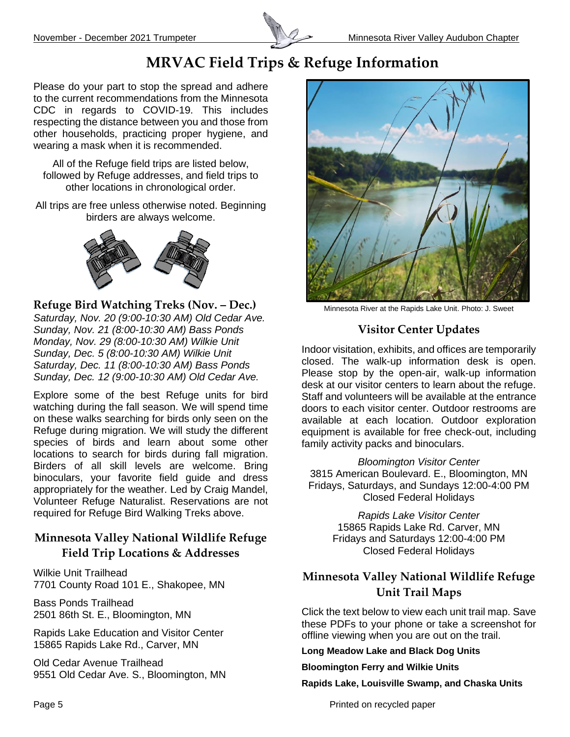# MRVAC Field Trips & Refuge Information

Please do your part to stop the spread and adhere to the current recommendations from the Minnesota CDC in regards to COVID-19. This includes respecting the distance between you and those from other households, practicing proper hygiene, and wearing a mask when it is recommended.

All of the Refuge field trips are listed below, followed by Refuge addresses, and field trips to other locations in chronological order.

All trips are free unless noted. Beginning birders are always welcome.

## Refuge Bird Watching Treks (Nov. – Dec.)

*Saturday, Nov. 20 (9:00-10:30 AM) Old Cedar Ave.*
*Sunday, Nov. 21 (8:00-10:30 AM) Bass Ponds*
*Monday, Nov. 29 (8:00-10:30 AM) Wilkie Unit*
*Sunday, Dec. 5 (8:00-10:30 AM) Wilkie Unit*
*Saturday, Dec. 11 (8:00-10:30 AM) Bass Ponds*
*Sunday, Dec. 12 (9:00-10:30 AM) Old Cedar Ave.*

Explore some of the best Refuge units for bird watching during the fall season. We will spend time on these walks searching for birds only seen on the Refuge during migration. We will study the different species of birds and learn about some other locations to search for birds during fall migration. Birders of all skill levels are welcome. Bring binoculars, your favorite field guide and dress appropriately for the weather. Led by Craig Mandel, Volunteer Refuge Naturalist. Reservations are not required for Refuge Bird Walking Treks above.

## Minnesota Valley National Wildlife Refuge Field Trip Locations & Addresses

Wilkie Unit Trailhead
7701 County Road 101 E., Shakopee, MN

Bass Ponds Trailhead
2501 86th St. E., Bloomington, MN

Rapids Lake Education and Visitor Center
15865 Rapids Lake Rd., Carver, MN

Old Cedar Avenue Trailhead
9551 Old Cedar Ave. S., Bloomington, MN

Minnesota River at the Rapids Lake Unit. Photo: J. Sweet

## Visitor Center Updates

Indoor visitation, exhibits, and offices are temporarily closed. The walk-up information desk is open. Please stop by the open-air, walk-up information desk at our visitor centers to learn about the refuge. Staff and volunteers will be available at the entrance doors to each visitor center. Outdoor restrooms are available at each location. Outdoor exploration equipment is available for free check-out, including family activity packs and binoculars.

*Bloomington Visitor Center*
3815 American Boulevard. E., Bloomington, MN
Fridays, Saturdays, and Sundays 12:00-4:00 PM
Closed Federal Holidays

*Rapids Lake Visitor Center*
15865 Rapids Lake Rd. Carver, MN
Fridays and Saturdays 12:00-4:00 PM
Closed Federal Holidays

## Minnesota Valley National Wildlife Refuge Unit Trail Maps

Click the text below to view each unit trail map. Save these PDFs to your phone or take a screenshot for offline viewing when you are out on the trail.

**Long Meadow Lake and Black Dog Units**

**Bloomington Ferry and Wilkie Units**

**Rapids Lake, Louisville Swamp, and Chaska Units**

Printed on recycled paper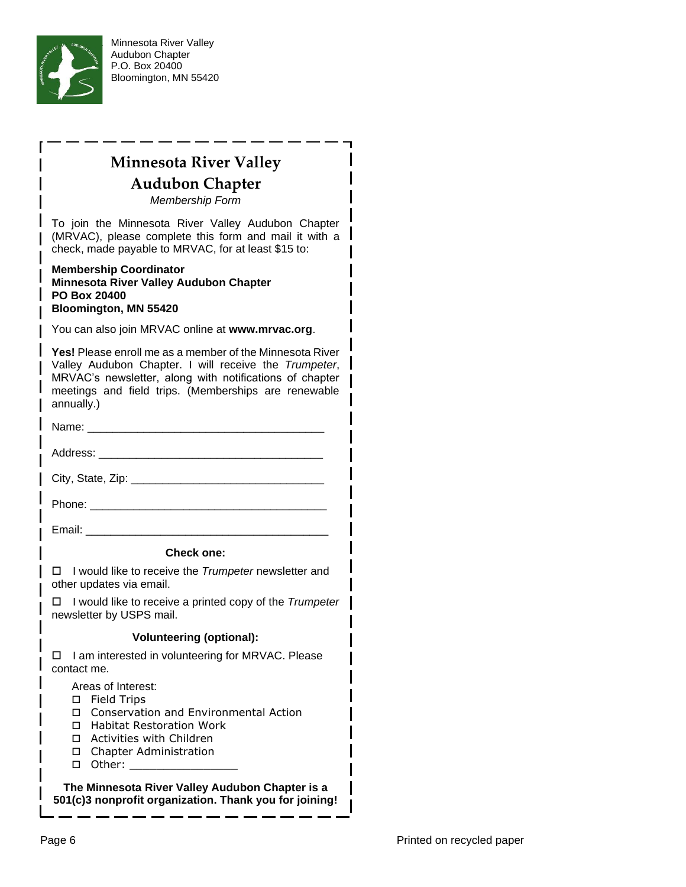Minnesota River Valley
Audubon Chapter
P.O. Box 20400
Bloomington, MN 55420

# Minnesota River Valley Audubon Chapter

*Membership Form*

To join the Minnesota River Valley Audubon Chapter (MRVAC), please complete this form and mail it with a check, made payable to MRVAC, for at least $15 to:

**Membership Coordinator**
**Minnesota River Valley Audubon Chapter**
**PO Box 20400**
**Bloomington, MN 55420**

You can also join MRVAC online at **www.mrvac.org**.

**Yes!** Please enroll me as a member of the Minnesota River Valley Audubon Chapter. I will receive the *Trumpeter*, MRVAC's newsletter, along with notifications of chapter meetings and field trips. (Memberships are renewable annually.)

Name: ______________________________________

Address: ____________________________________

City, State, Zip: ______________________________

Phone: ______________________________________

Email: ______________________________________

**Check one:**

☐ I would like to receive the *Trumpeter* newsletter and other updates via email.

☐ I would like to receive a printed copy of the *Trumpeter* newsletter by USPS mail.

**Volunteering (optional):**

☐ I am interested in volunteering for MRVAC. Please contact me.

Areas of Interest:

- ☐ Field Trips
- ☐ Conservation and Environmental Action
- ☐ Habitat Restoration Work
- ☐ Activities with Children
- ☐ Chapter Administration
- ☐ Other: _________________

**The Minnesota River Valley Audubon Chapter is a 501(c)3 nonprofit organization. Thank you for joining!**

Printed on recycled paper